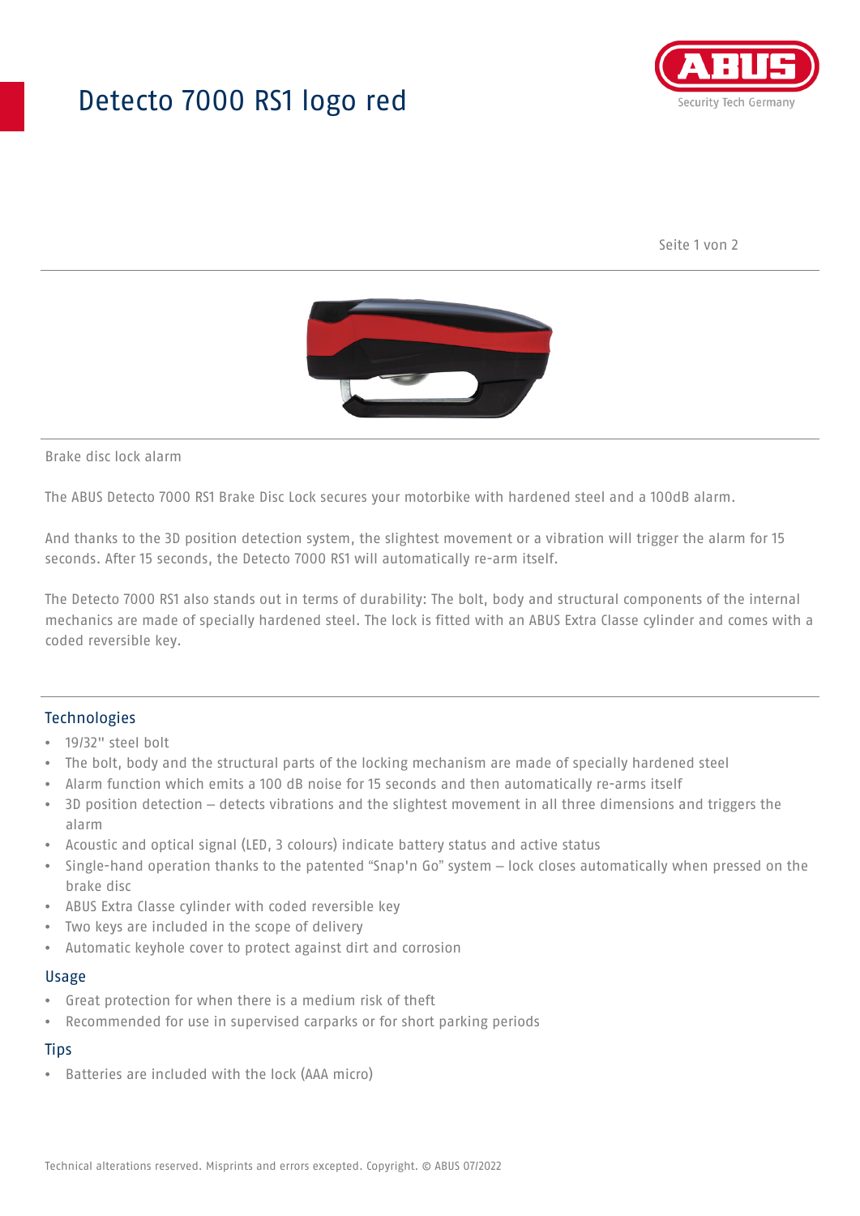# Detecto 7000 RS1 logo red

Brake disc lock alarm

The ABUS Detecto 7000 RS1 Brake Disc Lock secures your motorbike with hardened steel and a 100dB alarm.

And thanks to the 3D position detection system, the slightest movement or a vibration will trigger the alarm for 15 seconds. After 15 seconds, the Detecto 7000 RS1 will automatically re-arm itself.

The Detecto 7000 RS1 also stands out in terms of durability: The bolt, body and structural components of the internal mechanics are made of specially hardened steel. The lock is fitted with an ABUS Extra Classe cylinder and comes with a coded reversible key.

## Technologies

- 19/32" steel bolt
- The bolt, body and the structural parts of the locking mechanism are made of specially hardened steel
- Alarm function which emits a 100 dB noise for 15 seconds and then automatically re-arms itself
- 3D position detection – detects vibrations and the slightest movement in all three dimensions and triggers the alarm
- Acoustic and optical signal (LED, 3 colours) indicate battery status and active status
- Single-hand operation thanks to the patented "Snap'n Go" system – lock closes automatically when pressed on the brake disc
- ABUS Extra Classe cylinder with coded reversible key
- Two keys are included in the scope of delivery
- Automatic keyhole cover to protect against dirt and corrosion

## Usage

- Great protection for when there is a medium risk of theft
- Recommended for use in supervised carparks or for short parking periods

## Tips

- Batteries are included with the lock (AAA micro)

Technical alterations reserved. Misprints and errors excepted. Copyright. © ABUS 07/2022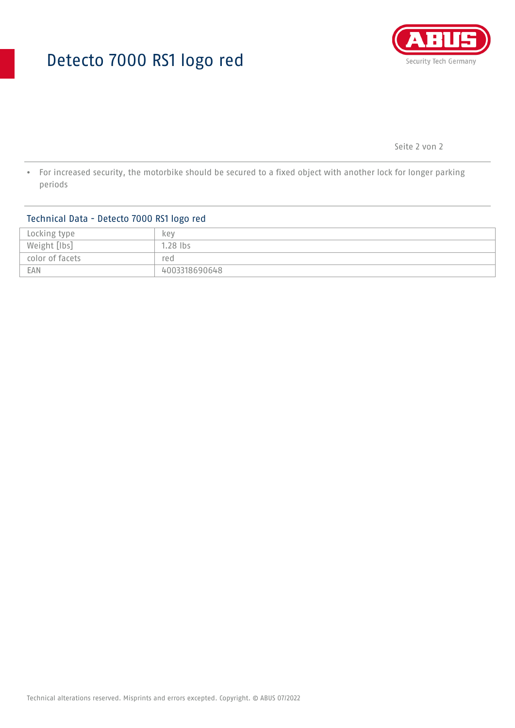- For increased security, the motorbike should be secured to a fixed object with another lock for longer parking periods

## Technical Data - Detecto 7000 RS1 logo red

| | |
|---|---|
| Locking type | key |
| Weight [lbs] | 1.28 lbs |
| color of facets | red |
| EAN | 4003318690648 |

Technical alterations reserved. Misprints and errors excepted. Copyright. © ABUS 07/2022